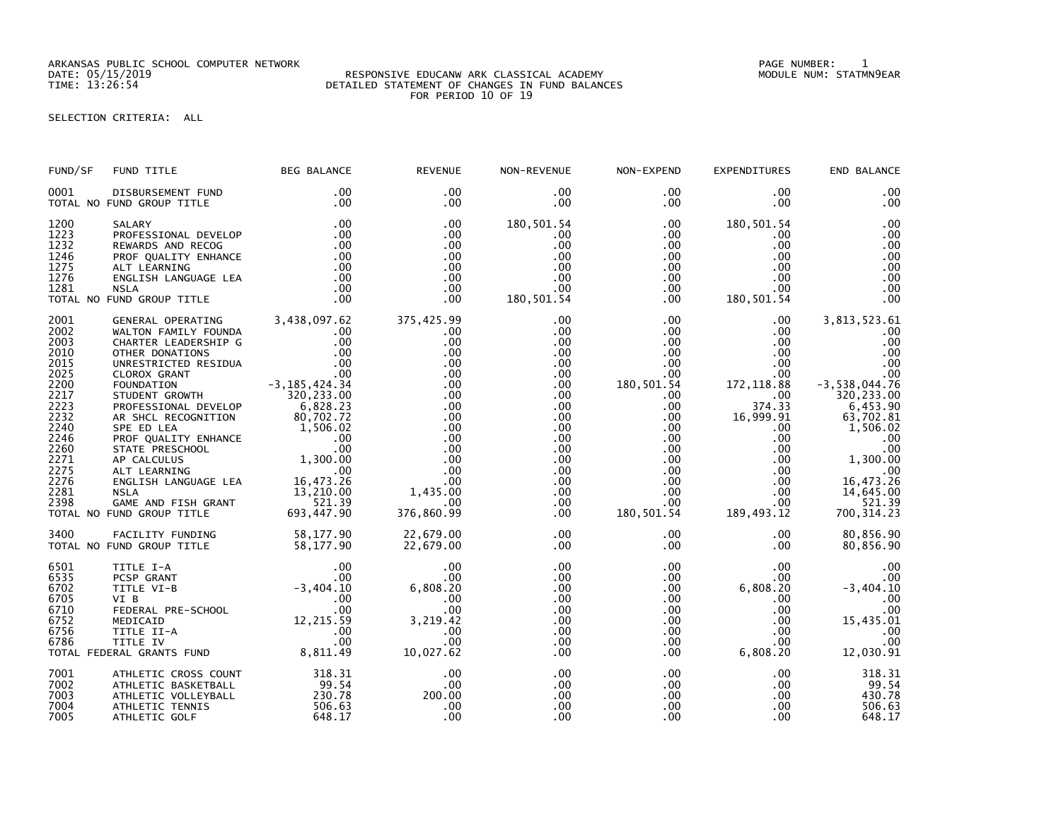ARKANSAS PUBLIC SCHOOL COMPUTER NETWORK
DATE: 05/15/2019
TIME: 13:26:54

RESPONSIVE EDUCANW ARK CLASSICAL ACADEMY
DETAILED STATEMENT OF CHANGES IN FUND BALANCES
FOR PERIOD 10 OF 19

PAGE NUMBER: 1
MODULE NUM: STATMN9EAR

SELECTION CRITERIA: ALL

| FUND/SF | FUND TITLE | BEG BALANCE | REVENUE | NON-REVENUE | NON-EXPEND | EXPENDITURES | END BALANCE |
|---|---|---|---|---|---|---|---|
| 0001 | DISBURSEMENT FUND | .00 | .00 | .00 | .00 | .00 | .00 |
| TOTAL NO FUND GROUP TITLE | | .00 | .00 | .00 | .00 | .00 | .00 |
| 1200 | SALARY | .00 | .00 | 180,501.54 | .00 | 180,501.54 | .00 |
| 1223 | PROFESSIONAL DEVELOP | .00 | .00 | .00 | .00 | .00 | .00 |
| 1232 | REWARDS AND RECOG | .00 | .00 | .00 | .00 | .00 | .00 |
| 1246 | PROF QUALITY ENHANCE | .00 | .00 | .00 | .00 | .00 | .00 |
| 1275 | ALT LEARNING | .00 | .00 | .00 | .00 | .00 | .00 |
| 1276 | ENGLISH LANGUAGE LEA | .00 | .00 | .00 | .00 | .00 | .00 |
| 1281 | NSLA | .00 | .00 | .00 | .00 | .00 | .00 |
| TOTAL NO FUND GROUP TITLE | | .00 | .00 | 180,501.54 | .00 | 180,501.54 | .00 |
| 2001 | GENERAL OPERATING | 3,438,097.62 | 375,425.99 | .00 | .00 | .00 | 3,813,523.61 |
| 2002 | WALTON FAMILY FOUNDA | .00 | .00 | .00 | .00 | .00 | .00 |
| 2003 | CHARTER LEADERSHIP G | .00 | .00 | .00 | .00 | .00 | .00 |
| 2010 | OTHER DONATIONS | .00 | .00 | .00 | .00 | .00 | .00 |
| 2015 | UNRESTRICTED RESIDUA | .00 | .00 | .00 | .00 | .00 | .00 |
| 2025 | CLOROX GRANT | .00 | .00 | .00 | .00 | .00 | .00 |
| 2200 | FOUNDATION | -3,185,424.34 | .00 | .00 | 180,501.54 | 172,118.88 | -3,538,044.76 |
| 2217 | STUDENT GROWTH | 320,233.00 | .00 | .00 | .00 | .00 | 320,233.00 |
| 2223 | PROFESSIONAL DEVELOP | 6,828.23 | .00 | .00 | .00 | 374.33 | 6,453.90 |
| 2232 | AR SHCL RECOGNITION | 80,702.72 | .00 | .00 | .00 | 16,999.91 | 63,702.81 |
| 2240 | SPE ED LEA | 1,506.02 | .00 | .00 | .00 | .00 | 1,506.02 |
| 2246 | PROF QUALITY ENHANCE | .00 | .00 | .00 | .00 | .00 | .00 |
| 2260 | STATE PRESCHOOL | .00 | .00 | .00 | .00 | .00 | .00 |
| 2271 | AP CALCULUS | 1,300.00 | .00 | .00 | .00 | .00 | 1,300.00 |
| 2275 | ALT LEARNING | .00 | .00 | .00 | .00 | .00 | .00 |
| 2276 | ENGLISH LANGUAGE LEA | 16,473.26 | .00 | .00 | .00 | .00 | 16,473.26 |
| 2281 | NSLA | 13,210.00 | 1,435.00 | .00 | .00 | .00 | 14,645.00 |
| 2398 | GAME AND FISH GRANT | 521.39 | .00 | .00 | .00 | .00 | 521.39 |
| TOTAL NO FUND GROUP TITLE | | 693,447.90 | 376,860.99 | .00 | 180,501.54 | 189,493.12 | 700,314.23 |
| 3400 | FACILITY FUNDING | 58,177.90 | 22,679.00 | .00 | .00 | .00 | 80,856.90 |
| TOTAL NO FUND GROUP TITLE | | 58,177.90 | 22,679.00 | .00 | .00 | .00 | 80,856.90 |
| 6501 | TITLE I-A | .00 | .00 | .00 | .00 | .00 | .00 |
| 6535 | PCSP GRANT | .00 | .00 | .00 | .00 | .00 | .00 |
| 6702 | TITLE VI-B | -3,404.10 | 6,808.20 | .00 | .00 | 6,808.20 | -3,404.10 |
| 6705 | VI B | .00 | .00 | .00 | .00 | .00 | .00 |
| 6710 | FEDERAL PRE-SCHOOL | .00 | .00 | .00 | .00 | .00 | .00 |
| 6752 | MEDICAID | 12,215.59 | 3,219.42 | .00 | .00 | .00 | 15,435.01 |
| 6756 | TITLE II-A | .00 | .00 | .00 | .00 | .00 | .00 |
| 6786 | TITLE IV | .00 | .00 | .00 | .00 | .00 | .00 |
| TOTAL FEDERAL GRANTS FUND | | 8,811.49 | 10,027.62 | .00 | .00 | 6,808.20 | 12,030.91 |
| 7001 | ATHLETIC CROSS COUNT | 318.31 | .00 | .00 | .00 | .00 | 318.31 |
| 7002 | ATHLETIC BASKETBALL | 99.54 | .00 | .00 | .00 | .00 | 99.54 |
| 7003 | ATHLETIC VOLLEYBALL | 230.78 | 200.00 | .00 | .00 | .00 | 430.78 |
| 7004 | ATHLETIC TENNIS | 506.63 | .00 | .00 | .00 | .00 | 506.63 |
| 7005 | ATHLETIC GOLF | 648.17 | .00 | .00 | .00 | .00 | 648.17 |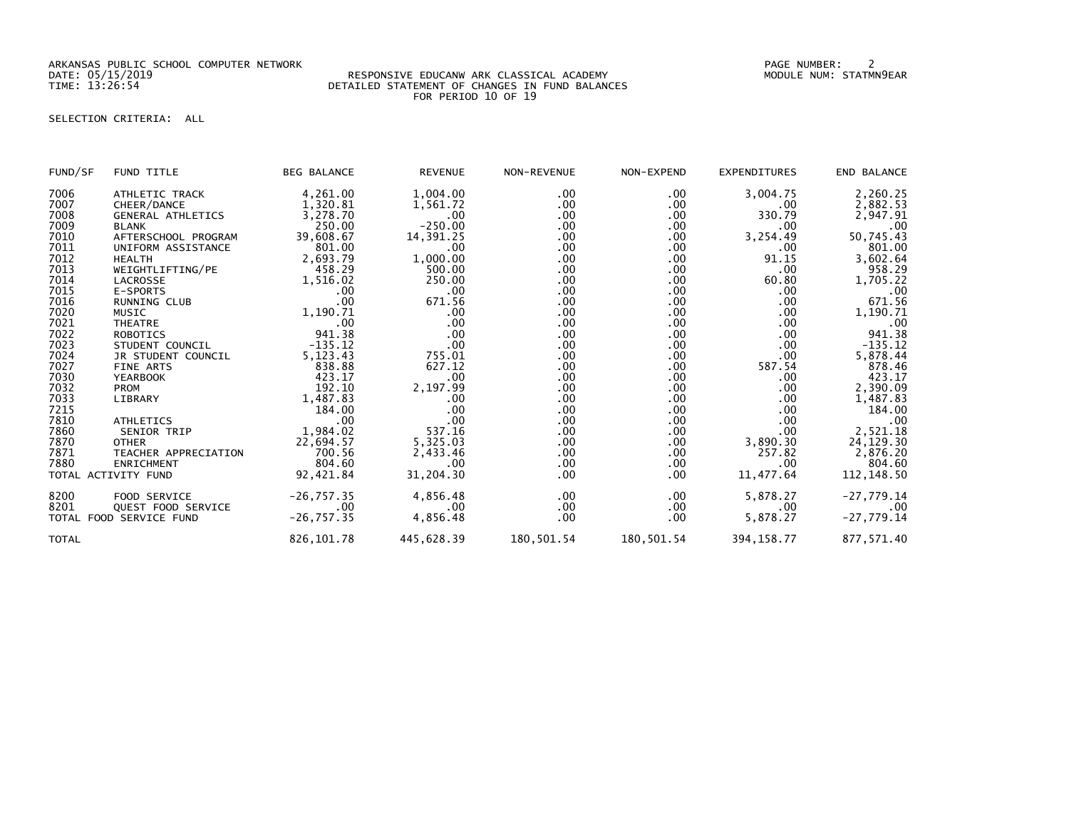ARKANSAS PUBLIC SCHOOL COMPUTER NETWORK
DATE: 05/15/2019
TIME: 13:26:54

RESPONSIVE EDUCANW ARK CLASSICAL ACADEMY
DETAILED STATEMENT OF CHANGES IN FUND BALANCES
FOR PERIOD 10 OF 19

MODULE NUM: STATMN9EAR

SELECTION CRITERIA: ALL

| FUND/SF | FUND TITLE | BEG BALANCE | REVENUE | NON-REVENUE | NON-EXPEND | EXPENDITURES | END BALANCE |
|---|---|---|---|---|---|---|---|
| 7006 | ATHLETIC TRACK | 4,261.00 | 1,004.00 | .00 | .00 | 3,004.75 | 2,260.25 |
| 7007 | CHEER/DANCE | 1,320.81 | 1,561.72 | .00 | .00 | .00 | 2,882.53 |
| 7008 | GENERAL ATHLETICS | 3,278.70 | .00 | .00 | .00 | 330.79 | 2,947.91 |
| 7009 | BLANK | 250.00 | -250.00 | .00 | .00 | .00 | .00 |
| 7010 | AFTERSCHOOL PROGRAM | 39,608.67 | 14,391.25 | .00 | .00 | 3,254.49 | 50,745.43 |
| 7011 | UNIFORM ASSISTANCE | 801.00 | .00 | .00 | .00 | .00 | 801.00 |
| 7012 | HEALTH | 2,693.79 | 1,000.00 | .00 | .00 | 91.15 | 3,602.64 |
| 7013 | WEIGHTLIFTING/PE | 458.29 | 500.00 | .00 | .00 | .00 | 958.29 |
| 7014 | LACROSSE | 1,516.02 | 250.00 | .00 | .00 | 60.80 | 1,705.22 |
| 7015 | E-SPORTS | .00 | .00 | .00 | .00 | .00 | .00 |
| 7016 | RUNNING CLUB | .00 | 671.56 | .00 | .00 | .00 | 671.56 |
| 7020 | MUSIC | 1,190.71 | .00 | .00 | .00 | .00 | 1,190.71 |
| 7021 | THEATRE | .00 | .00 | .00 | .00 | .00 | .00 |
| 7022 | ROBOTICS | 941.38 | .00 | .00 | .00 | .00 | 941.38 |
| 7023 | STUDENT COUNCIL | -135.12 | .00 | .00 | .00 | .00 | -135.12 |
| 7024 | JR STUDENT COUNCIL | 5,123.43 | 755.01 | .00 | .00 | .00 | 5,878.44 |
| 7027 | FINE ARTS | 838.88 | 627.12 | .00 | .00 | 587.54 | 878.46 |
| 7030 | YEARBOOK | 423.17 | .00 | .00 | .00 | .00 | 423.17 |
| 7032 | PROM | 192.10 | 2,197.99 | .00 | .00 | .00 | 2,390.09 |
| 7033 | LIBRARY | 1,487.83 | .00 | .00 | .00 | .00 | 1,487.83 |
| 7215 | | 184.00 | .00 | .00 | .00 | .00 | 184.00 |
| 7810 | ATHLETICS | .00 | .00 | .00 | .00 | .00 | .00 |
| 7860 | SENIOR TRIP | 1,984.02 | 537.16 | .00 | .00 | .00 | 2,521.18 |
| 7870 | OTHER | 22,694.57 | 5,325.03 | .00 | .00 | 3,890.30 | 24,129.30 |
| 7871 | TEACHER APPRECIATION | 700.56 | 2,433.46 | .00 | .00 | 257.82 | 2,876.20 |
| 7880 | ENRICHMENT | 804.60 | .00 | .00 | .00 | .00 | 804.60 |
| TOTAL ACTIVITY FUND | | 92,421.84 | 31,204.30 | .00 | .00 | 11,477.64 | 112,148.50 |
| 8200 | FOOD SERVICE | -26,757.35 | 4,856.48 | .00 | .00 | 5,878.27 | -27,779.14 |
| 8201 | QUEST FOOD SERVICE | .00 | .00 | .00 | .00 | .00 | .00 |
| TOTAL FOOD SERVICE FUND | | -26,757.35 | 4,856.48 | .00 | .00 | 5,878.27 | -27,779.14 |
| TOTAL | | 826,101.78 | 445,628.39 | 180,501.54 | 180,501.54 | 394,158.77 | 877,571.40 |